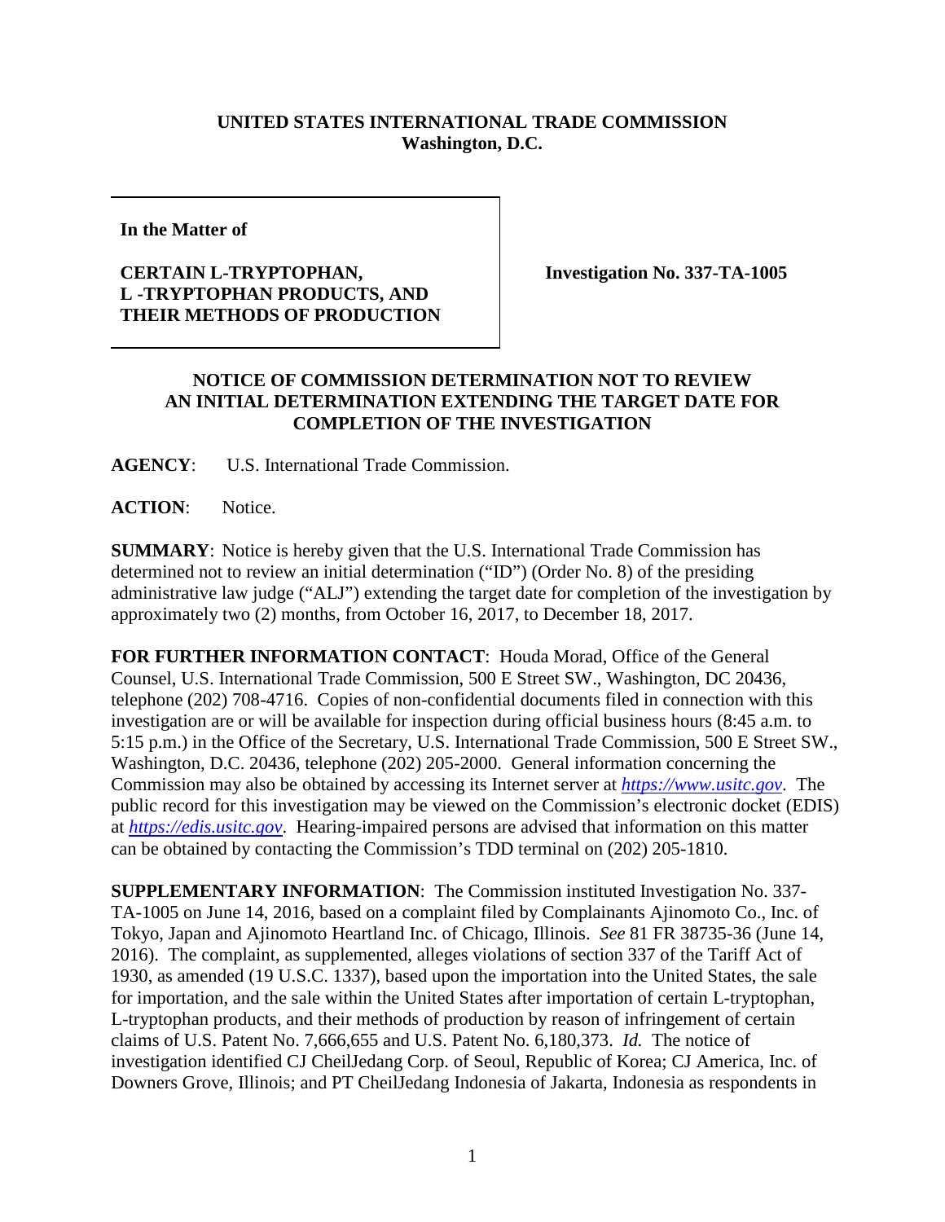**UNITED STATES INTERNATIONAL TRADE COMMISSION**
**Washington, D.C.**

| | |
|---|---|
| **In the Matter of**<br><br>**CERTAIN L-TRYPTOPHAN, L -TRYPTOPHAN PRODUCTS, AND THEIR METHODS OF PRODUCTION** | **Investigation No. 337-TA-1005** |

**NOTICE OF COMMISSION DETERMINATION NOT TO REVIEW AN INITIAL DETERMINATION EXTENDING THE TARGET DATE FOR COMPLETION OF THE INVESTIGATION**

**AGENCY**: U.S. International Trade Commission.

**ACTION**: Notice.

**SUMMARY**: Notice is hereby given that the U.S. International Trade Commission has determined not to review an initial determination ("ID") (Order No. 8) of the presiding administrative law judge ("ALJ") extending the target date for completion of the investigation by approximately two (2) months, from October 16, 2017, to December 18, 2017.

**FOR FURTHER INFORMATION CONTACT**: Houda Morad, Office of the General Counsel, U.S. International Trade Commission, 500 E Street SW., Washington, DC 20436, telephone (202) 708-4716. Copies of non-confidential documents filed in connection with this investigation are or will be available for inspection during official business hours (8:45 a.m. to 5:15 p.m.) in the Office of the Secretary, U.S. International Trade Commission, 500 E Street SW., Washington, D.C. 20436, telephone (202) 205-2000. General information concerning the Commission may also be obtained by accessing its Internet server at *https://www.usitc.gov*. The public record for this investigation may be viewed on the Commission's electronic docket (EDIS) at *https://edis.usitc.gov*. Hearing-impaired persons are advised that information on this matter can be obtained by contacting the Commission's TDD terminal on (202) 205-1810.

**SUPPLEMENTARY INFORMATION**: The Commission instituted Investigation No. 337-TA-1005 on June 14, 2016, based on a complaint filed by Complainants Ajinomoto Co., Inc. of Tokyo, Japan and Ajinomoto Heartland Inc. of Chicago, Illinois. *See* 81 FR 38735-36 (June 14, 2016). The complaint, as supplemented, alleges violations of section 337 of the Tariff Act of 1930, as amended (19 U.S.C. 1337), based upon the importation into the United States, the sale for importation, and the sale within the United States after importation of certain L-tryptophan, L-tryptophan products, and their methods of production by reason of infringement of certain claims of U.S. Patent No. 7,666,655 and U.S. Patent No. 6,180,373. *Id.* The notice of investigation identified CJ CheilJedang Corp. of Seoul, Republic of Korea; CJ America, Inc. of Downers Grove, Illinois; and PT CheilJedang Indonesia of Jakarta, Indonesia as respondents in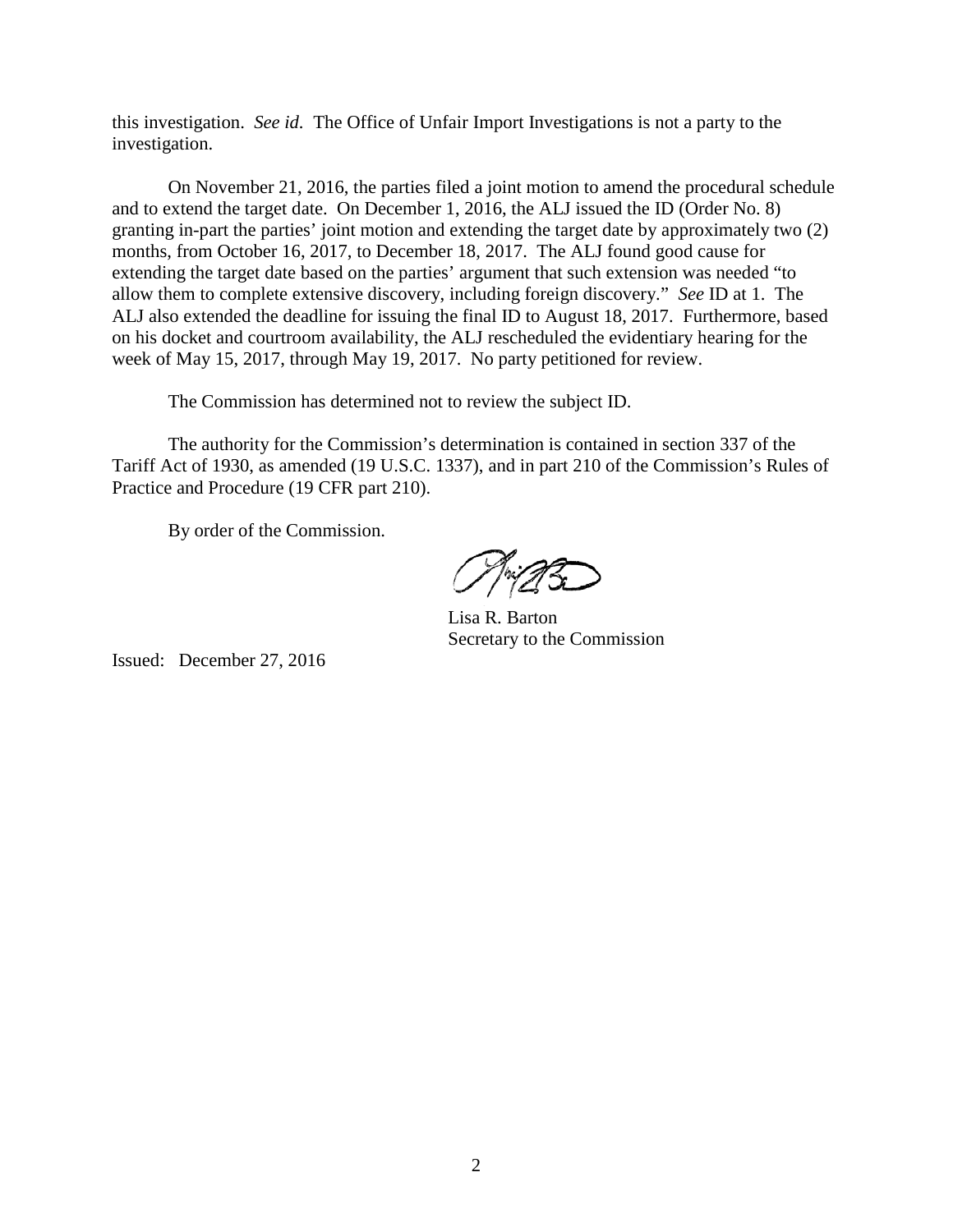this investigation. *See id*. The Office of Unfair Import Investigations is not a party to the investigation.

On November 21, 2016, the parties filed a joint motion to amend the procedural schedule and to extend the target date. On December 1, 2016, the ALJ issued the ID (Order No. 8) granting in-part the parties' joint motion and extending the target date by approximately two (2) months, from October 16, 2017, to December 18, 2017. The ALJ found good cause for extending the target date based on the parties' argument that such extension was needed "to allow them to complete extensive discovery, including foreign discovery." *See* ID at 1. The ALJ also extended the deadline for issuing the final ID to August 18, 2017. Furthermore, based on his docket and courtroom availability, the ALJ rescheduled the evidentiary hearing for the week of May 15, 2017, through May 19, 2017. No party petitioned for review.

The Commission has determined not to review the subject ID.

The authority for the Commission's determination is contained in section 337 of the Tariff Act of 1930, as amended (19 U.S.C. 1337), and in part 210 of the Commission's Rules of Practice and Procedure (19 CFR part 210).

By order of the Commission.

Lisa R. Barton
Secretary to the Commission

Issued: December 27, 2016